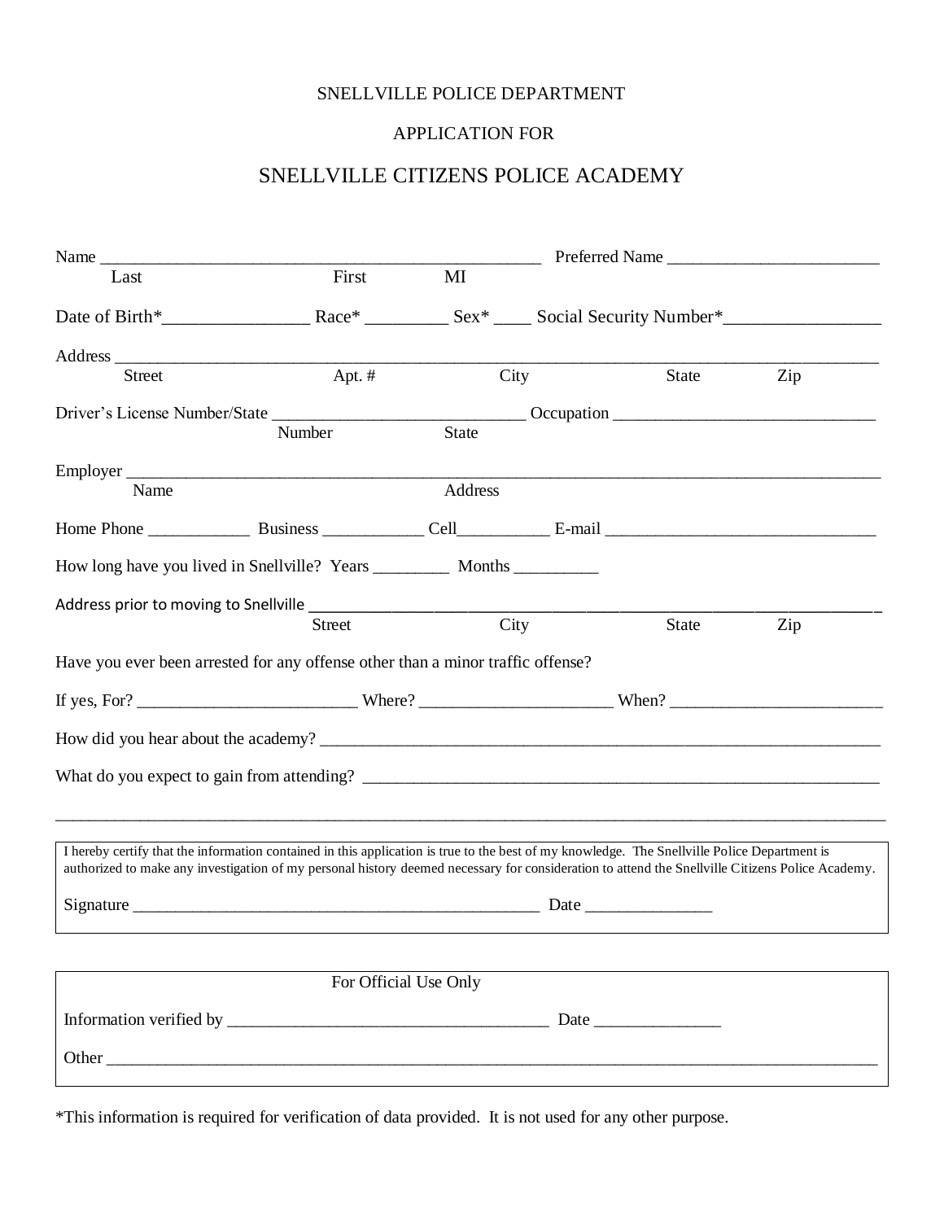SNELLVILLE POLICE DEPARTMENT

APPLICATION FOR

# SNELLVILLE CITIZENS POLICE ACADEMY

Name ___________________________________________________ Preferred Name ________________________
Last First MI

Date of Birth*________________ Race* _________ Sex* ____ Social Security Number*_________________

Address ________________________________________________________________________________
Street Apt. # City State Zip

Driver's License Number/State _____________________________ Occupation ______________________________
Number State

Employer _______________________________________________________________________________
Name Address

Home Phone ___________ Business ___________ Cell__________ E-mail ______________________________

How long have you lived in Snellville? Years _________ Months __________

Address prior to moving to Snellville _______________________________________________________________
Street City State Zip

Have you ever been arrested for any offense other than a minor traffic offense?

If yes, For? _________________________ Where? _____________________ When? ________________________

How did you hear about the academy? ________________________________________________________________

What do you expect to gain from attending? ___________________________________________________________

_________________________________________________________________________________________

I hereby certify that the information contained in this application is true to the best of my knowledge. The Snellville Police Department is authorized to make any investigation of my personal history deemed necessary for consideration to attend the Snellville Citizens Police Academy.

Signature _______________________________________________ Date ______________

For Official Use Only

Information verified by ____________________________________ Date ______________

Other ___________________________________________________________________________________

*This information is required for verification of data provided. It is not used for any other purpose.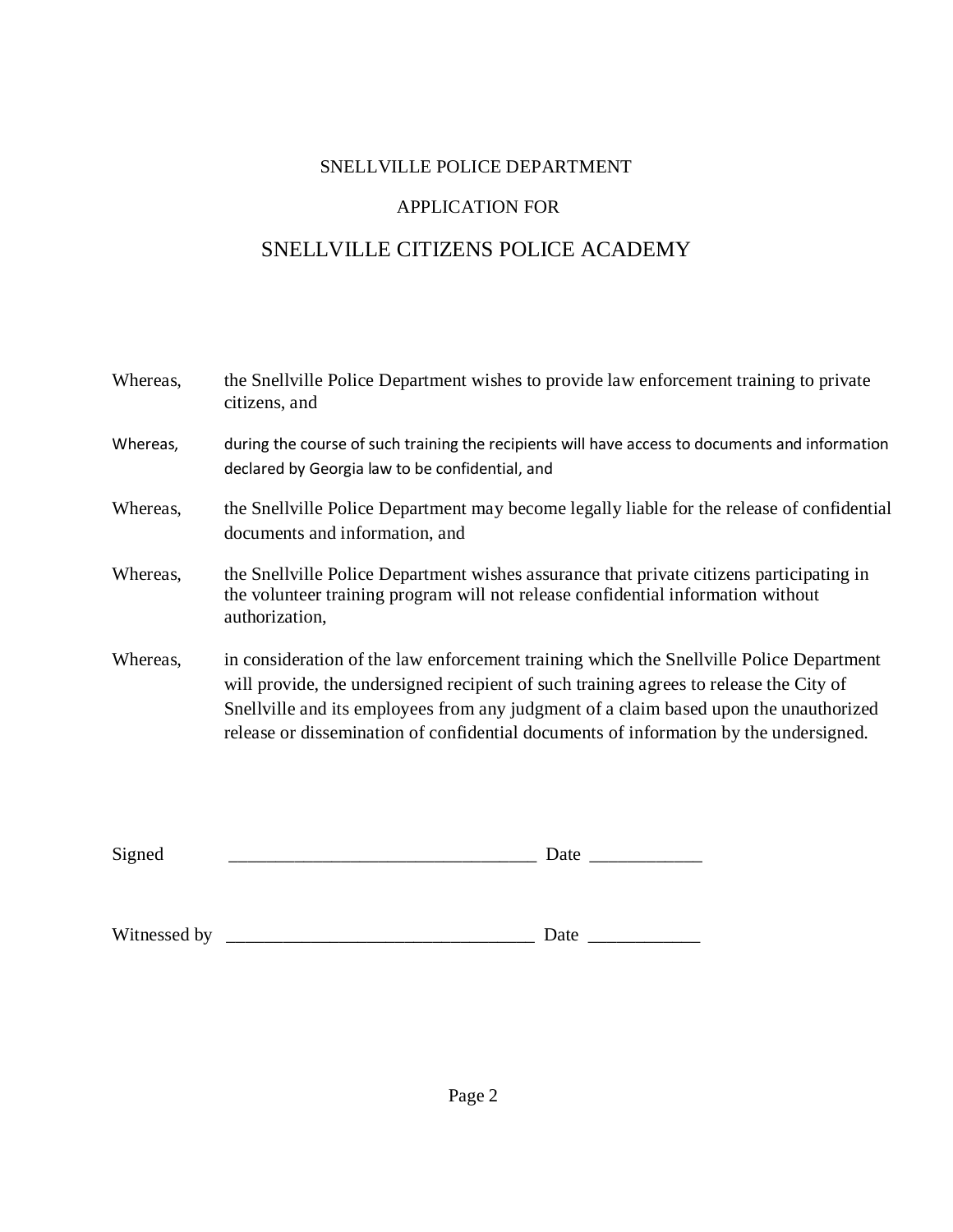SNELLVILLE POLICE DEPARTMENT

APPLICATION FOR

# SNELLVILLE CITIZENS POLICE ACADEMY

Whereas, the Snellville Police Department wishes to provide law enforcement training to private citizens, and

Whereas, during the course of such training the recipients will have access to documents and information declared by Georgia law to be confidential, and

Whereas, the Snellville Police Department may become legally liable for the release of confidential documents and information, and

Whereas, the Snellville Police Department wishes assurance that private citizens participating in the volunteer training program will not release confidential information without authorization,

Whereas, in consideration of the law enforcement training which the Snellville Police Department will provide, the undersigned recipient of such training agrees to release the City of Snellville and its employees from any judgment of a claim based upon the unauthorized release or dissemination of confidential documents of information by the undersigned.

Signed _________________________________ Date ____________

Witnessed by _________________________________ Date ____________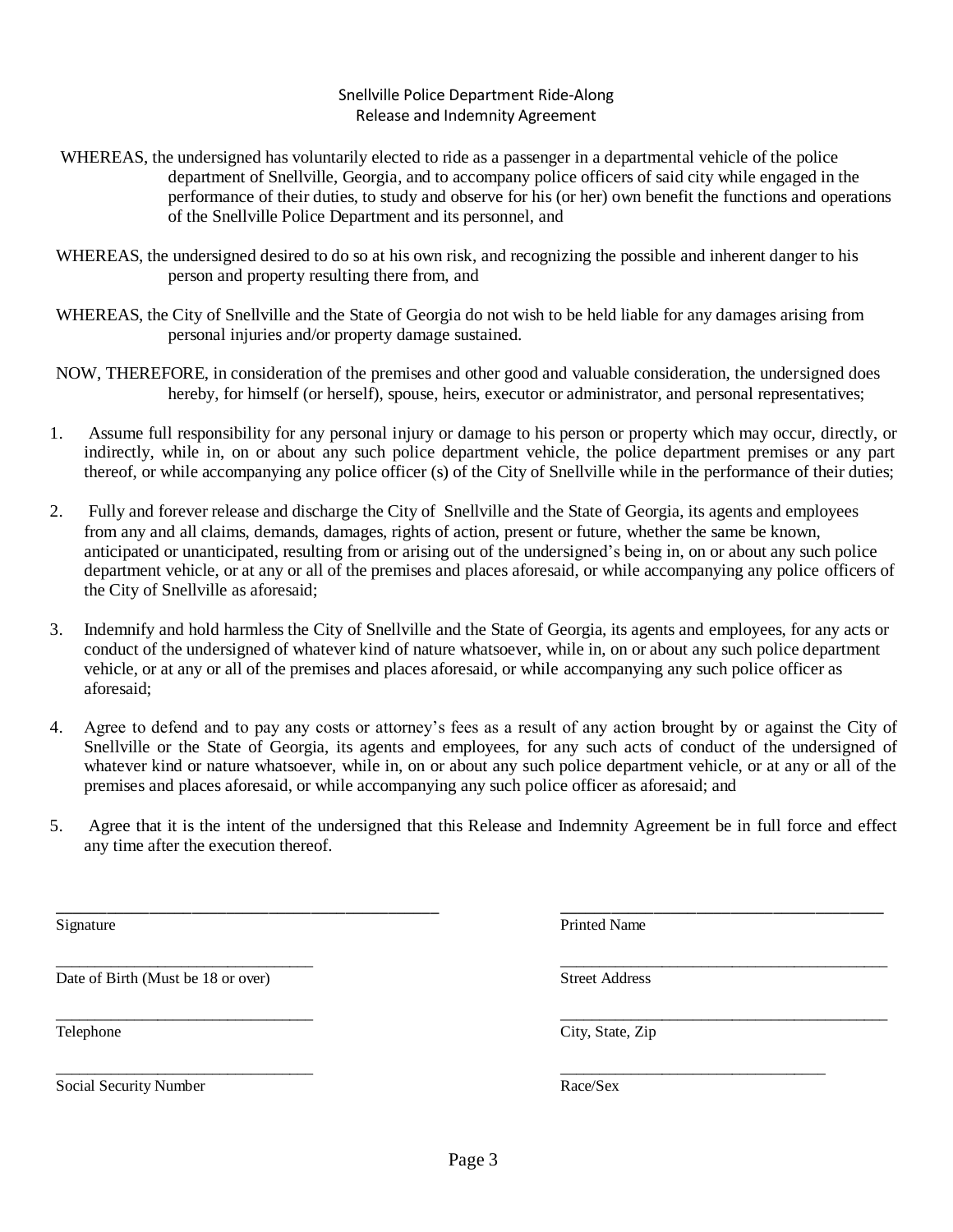## Snellville Police Department Ride-Along
## Release and Indemnity Agreement

WHEREAS, the undersigned has voluntarily elected to ride as a passenger in a departmental vehicle of the police department of Snellville, Georgia, and to accompany police officers of said city while engaged in the performance of their duties, to study and observe for his (or her) own benefit the functions and operations of the Snellville Police Department and its personnel, and

WHEREAS, the undersigned desired to do so at his own risk, and recognizing the possible and inherent danger to his person and property resulting there from, and

WHEREAS, the City of Snellville and the State of Georgia do not wish to be held liable for any damages arising from personal injuries and/or property damage sustained.

NOW, THEREFORE, in consideration of the premises and other good and valuable consideration, the undersigned does hereby, for himself (or herself), spouse, heirs, executor or administrator, and personal representatives;

1. Assume full responsibility for any personal injury or damage to his person or property which may occur, directly, or indirectly, while in, on or about any such police department vehicle, the police department premises or any part thereof, or while accompanying any police officer (s) of the City of Snellville while in the performance of their duties;

2. Fully and forever release and discharge the City of Snellville and the State of Georgia, its agents and employees from any and all claims, demands, damages, rights of action, present or future, whether the same be known, anticipated or unanticipated, resulting from or arising out of the undersigned's being in, on or about any such police department vehicle, or at any or all of the premises and places aforesaid, or while accompanying any police officers of the City of Snellville as aforesaid;

3. Indemnify and hold harmless the City of Snellville and the State of Georgia, its agents and employees, for any acts or conduct of the undersigned of whatever kind of nature whatsoever, while in, on or about any such police department vehicle, or at any or all of the premises and places aforesaid, or while accompanying any such police officer as aforesaid;

4. Agree to defend and to pay any costs or attorney's fees as a result of any action brought by or against the City of Snellville or the State of Georgia, its agents and employees, for any such acts of conduct of the undersigned of whatever kind or nature whatsoever, while in, on or about any such police department vehicle, or at any or all of the premises and places aforesaid, or while accompanying any such police officer as aforesaid; and

5. Agree that it is the intent of the undersigned that this Release and Indemnity Agreement be in full force and effect any time after the execution thereof.

______________________________
Signature

______________________________
Printed Name

______________________________
Date of Birth (Must be 18 or over)

______________________________
Street Address

______________________________
Telephone

______________________________
City, State, Zip

______________________________
Social Security Number

______________________________
Race/Sex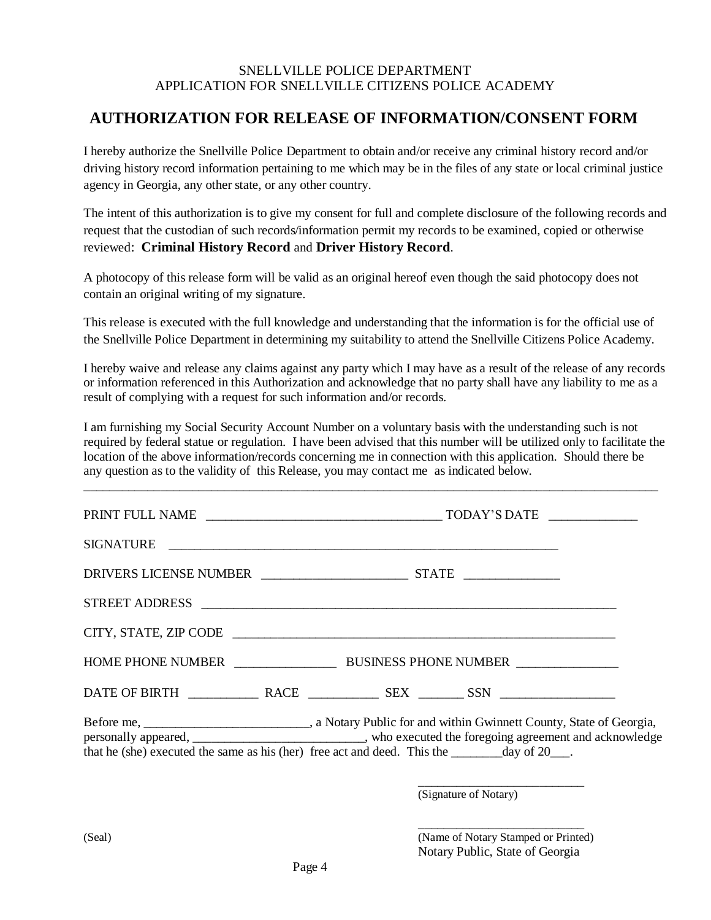SNELLVILLE POLICE DEPARTMENT
APPLICATION FOR SNELLVILLE CITIZENS POLICE ACADEMY

# AUTHORIZATION FOR RELEASE OF INFORMATION/CONSENT FORM

I hereby authorize the Snellville Police Department to obtain and/or receive any criminal history record and/or driving history record information pertaining to me which may be in the files of any state or local criminal justice agency in Georgia, any other state, or any other country.

The intent of this authorization is to give my consent for full and complete disclosure of the following records and request that the custodian of such records/information permit my records to be examined, copied or otherwise reviewed: **Criminal History Record** and **Driver History Record**.

A photocopy of this release form will be valid as an original hereof even though the said photocopy does not contain an original writing of my signature.

This release is executed with the full knowledge and understanding that the information is for the official use of the Snellville Police Department in determining my suitability to attend the Snellville Citizens Police Academy.

I hereby waive and release any claims against any party which I may have as a result of the release of any records or information referenced in this Authorization and acknowledge that no party shall have any liability to me as a result of complying with a request for such information and/or records.

I am furnishing my Social Security Account Number on a voluntary basis with the understanding such is not required by federal statue or regulation. I have been advised that this number will be utilized only to facilitate the location of the above information/records concerning me in connection with this application. Should there be any question as to the validity of this Release, you may contact me as indicated below.

---

PRINT FULL NAME ____________________________________ TODAY'S DATE ______________

SIGNATURE ______________________________________________________________

DRIVERS LICENSE NUMBER ______________________ STATE _______________

STREET ADDRESS _________________________________________________________________

CITY, STATE, ZIP CODE _____________________________________________________________

HOME PHONE NUMBER ________________ BUSINESS PHONE NUMBER ________________

DATE OF BIRTH ___________ RACE ___________ SEX _______ SSN __________________

Before me, __________________________, a Notary Public for and within Gwinnett County, State of Georgia, personally appeared, ___________________________, who executed the foregoing agreement and acknowledge that he (she) executed the same as his (her) free act and deed. This the ________day of 20___.

___________________________
(Signature of Notary)

___________________________
(Name of Notary Stamped or Printed)
Notary Public, State of Georgia

(Seal)